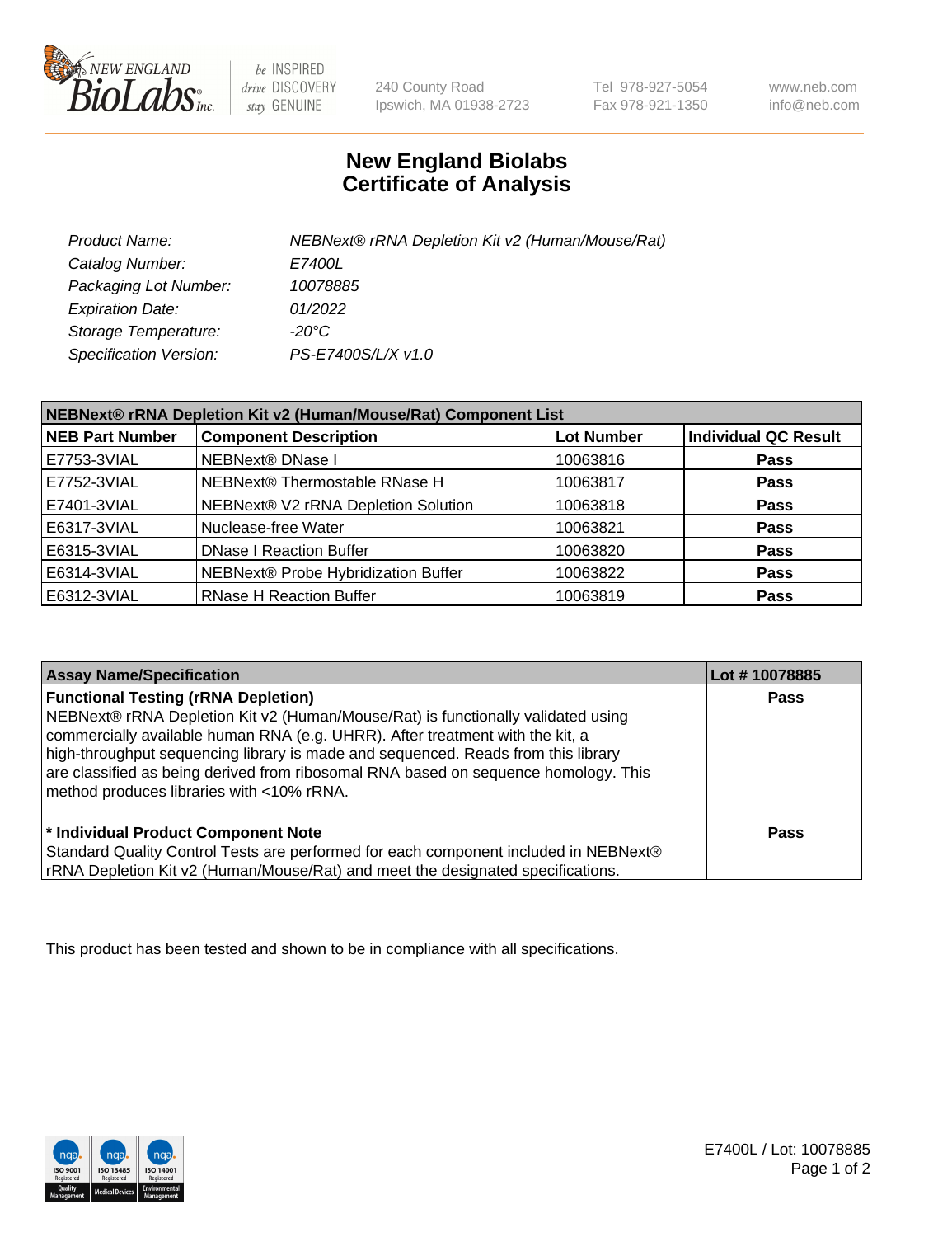# New England Biolabs
# Certificate of Analysis

| | |
|---|---|
| *Product Name:* | *NEBNext® rRNA Depletion Kit v2 (Human/Mouse/Rat)* |
| *Catalog Number:* | *E7400L* |
| *Packaging Lot Number:* | *10078885* |
| *Expiration Date:* | *01/2022* |
| *Storage Temperature:* | *-20°C* |
| *Specification Version:* | *PS-E7400S/L/X v1.0* |

| NEBNext® rRNA Depletion Kit v2 (Human/Mouse/Rat) Component List | | | |
|---|---|---|---|
| **NEB Part Number** | **Component Description** | **Lot Number** | **Individual QC Result** |
| E7753-3VIAL | NEBNext® DNase I | 10063816 | **Pass** |
| E7752-3VIAL | NEBNext® Thermostable RNase H | 10063817 | **Pass** |
| E7401-3VIAL | NEBNext® V2 rRNA Depletion Solution | 10063818 | **Pass** |
| E6317-3VIAL | Nuclease-free Water | 10063821 | **Pass** |
| E6315-3VIAL | DNase I Reaction Buffer | 10063820 | **Pass** |
| E6314-3VIAL | NEBNext® Probe Hybridization Buffer | 10063822 | **Pass** |
| E6312-3VIAL | RNase H Reaction Buffer | 10063819 | **Pass** |

| Assay Name/Specification | Lot # 10078885 |
|---|---|
| **Functional Testing (rRNA Depletion)** NEBNext® rRNA Depletion Kit v2 (Human/Mouse/Rat) is functionally validated using commercially available human RNA (e.g. UHRR). After treatment with the kit, a high-throughput sequencing library is made and sequenced. Reads from this library are classified as being derived from ribosomal RNA based on sequence homology. This method produces libraries with <10% rRNA. | **Pass** |
| **\* Individual Product Component Note** Standard Quality Control Tests are performed for each component included in NEBNext® rRNA Depletion Kit v2 (Human/Mouse/Rat) and meet the designated specifications. | **Pass** |

This product has been tested and shown to be in compliance with all specifications.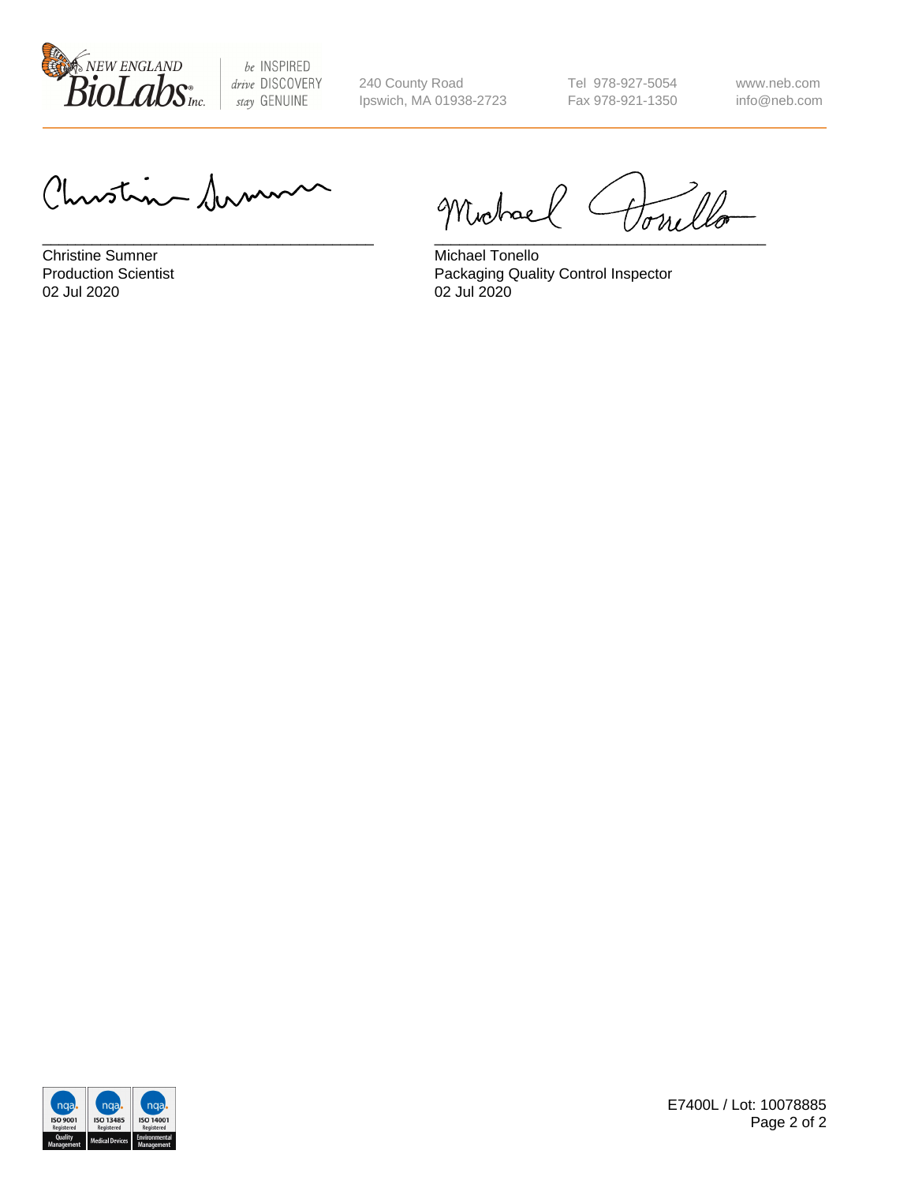New England BioLabs Inc. — be INSPIRED drive DISCOVERY stay GENUINE

240 County Road
Ipswich, MA 01938-2723

Tel 978-927-5054
Fax 978-921-1350

www.neb.com
info@neb.com

Christine Sumner
Production Scientist
02 Jul 2020

Michael Tonello
Packaging Quality Control Inspector
02 Jul 2020

E7400L / Lot: 10078885